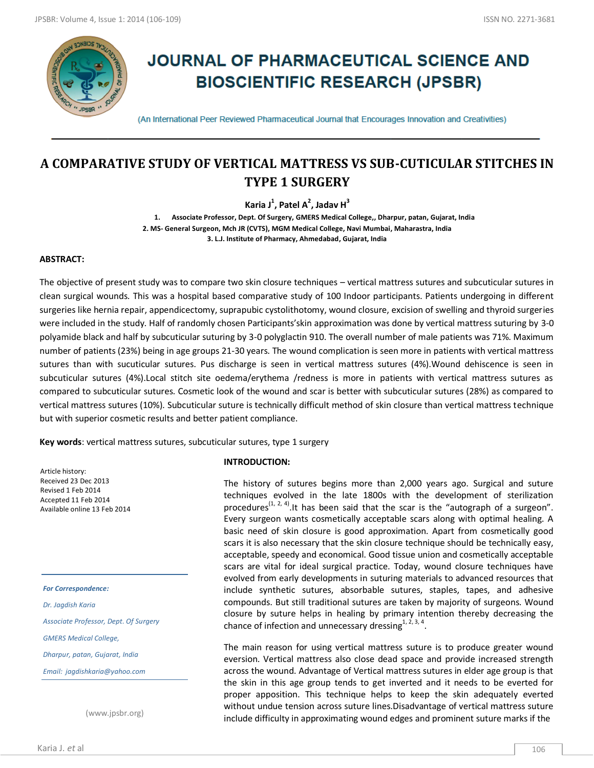# JOURNAL OF PHARMACEUTICAL SCIENCE AND BIOSCIENTIFIC RESEARCH (JPSBR)

(An International Peer Reviewed Pharmaceutical Journal that Encourages Innovation and Creativities)

## A COMPARATIVE STUDY OF VERTICAL MATTRESS VS SUB-CUTICULAR STITCHES IN TYPE 1 SURGERY

**Karia J[1], Patel A[2], Jadav H[3]**

1. Associate Professor, Dept. Of Surgery, GMERS Medical College,, Dharpur, patan, Gujarat, India
2. MS- General Surgeon, Mch JR (CVTS), MGM Medical College, Navi Mumbai, Maharastra, India
3. L.J. Institute of Pharmacy, Ahmedabad, Gujarat, India

### ABSTRACT:

The objective of present study was to compare two skin closure techniques – vertical mattress sutures and subcuticular sutures in clean surgical wounds. This was a hospital based comparative study of 100 Indoor participants. Patients undergoing in different surgeries like hernia repair, appendicectomy, suprapubic cystolithotomy, wound closure, excision of swelling and thyroid surgeries were included in the study. Half of randomly chosen Participants'skin approximation was done by vertical mattress suturing by 3-0 polyamide black and half by subcuticular suturing by 3-0 polyglactin 910. The overall number of male patients was 71%. Maximum number of patients (23%) being in age groups 21-30 years. The wound complication is seen more in patients with vertical mattress sutures than with sucuticular sutures. Pus discharge is seen in vertical mattress sutures (4%).Wound dehiscence is seen in subcuticular sutures (4%).Local stitch site oedema/erythema /redness is more in patients with vertical mattress sutures as compared to subcuticular sutures. Cosmetic look of the wound and scar is better with subcuticular sutures (28%) as compared to vertical mattress sutures (10%). Subcuticular suture is technically difficult method of skin closure than vertical mattress technique but with superior cosmetic results and better patient compliance.

**Key words**: vertical mattress sutures, subcuticular sutures, type 1 surgery

Article history:
Received 23 Dec 2013
Revised 1 Feb 2014
Accepted 11 Feb 2014
Available online 13 Feb 2014

*For Correspondence:*

*Dr. Jagdish Karia*

*Associate Professor, Dept. Of Surgery*

*GMERS Medical College,*

*Dharpur, patan, Gujarat, India*

*Email: jagdishkaria@yahoo.com*

(www.jpsbr.org)

### INTRODUCTION:

The history of sutures begins more than 2,000 years ago. Surgical and suture techniques evolved in the late 1800s with the development of sterilization procedures[1, 2, 4].It has been said that the scar is the "autograph of a surgeon". Every surgeon wants cosmetically acceptable scars along with optimal healing. A basic need of skin closure is good approximation. Apart from cosmetically good scars it is also necessary that the skin closure technique should be technically easy, acceptable, speedy and economical. Good tissue union and cosmetically acceptable scars are vital for ideal surgical practice. Today, wound closure techniques have evolved from early developments in suturing materials to advanced resources that include synthetic sutures, absorbable sutures, staples, tapes, and adhesive compounds. But still traditional sutures are taken by majority of surgeons. Wound closure by suture helps in healing by primary intention thereby decreasing the chance of infection and unnecessary dressing[1, 2, 3, 4].

The main reason for using vertical mattress suture is to produce greater wound eversion. Vertical mattress also close dead space and provide increased strength across the wound. Advantage of Vertical mattress sutures in elder age group is that the skin in this age group tends to get inverted and it needs to be everted for proper apposition. This technique helps to keep the skin adequately everted without undue tension across suture lines.Disadvantage of vertical mattress suture include difficulty in approximating wound edges and prominent suture marks if the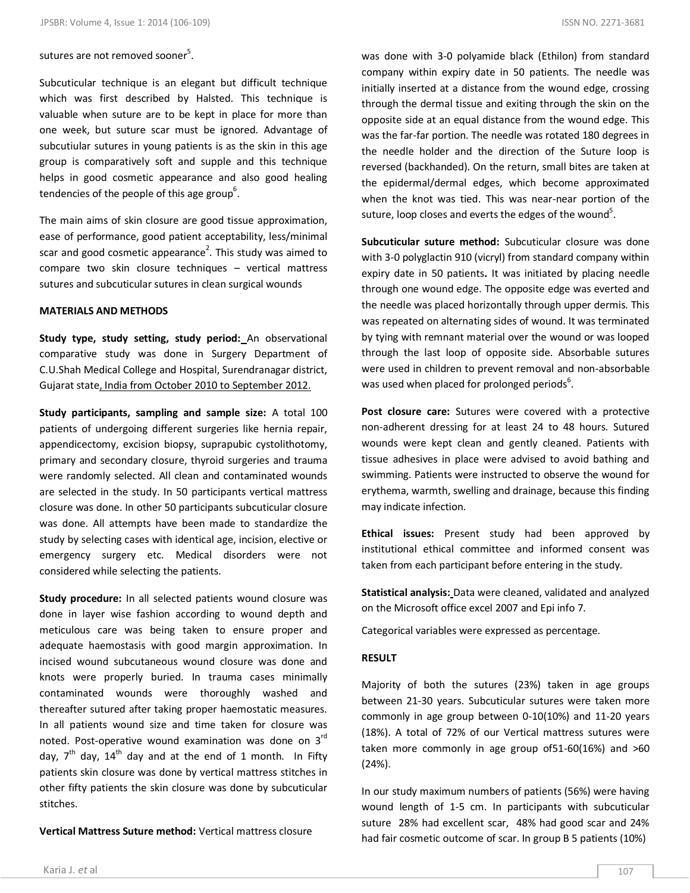sutures are not removed sooner[5].

Subcuticular technique is an elegant but difficult technique which was first described by Halsted. This technique is valuable when suture are to be kept in place for more than one week, but suture scar must be ignored. Advantage of subcutiular sutures in young patients is as the skin in this age group is comparatively soft and supple and this technique helps in good cosmetic appearance and also good healing tendencies of the people of this age group[6].

The main aims of skin closure are good tissue approximation, ease of performance, good patient acceptability, less/minimal scar and good cosmetic appearance[2]. This study was aimed to compare two skin closure techniques – vertical mattress sutures and subcuticular sutures in clean surgical wounds

## MATERIALS AND METHODS

**Study type, study setting, study period:** An observational comparative study was done in Surgery Department of C.U.Shah Medical College and Hospital, Surendranagar district, Gujarat state, India from October 2010 to September 2012.

**Study participants, sampling and sample size:** A total 100 patients of undergoing different surgeries like hernia repair, appendicectomy, excision biopsy, suprapubic cystolithotomy, primary and secondary closure, thyroid surgeries and trauma were randomly selected. All clean and contaminated wounds are selected in the study. In 50 participants vertical mattress closure was done. In other 50 participants subcuticular closure was done. All attempts have been made to standardize the study by selecting cases with identical age, incision, elective or emergency surgery etc. Medical disorders were not considered while selecting the patients.

**Study procedure:** In all selected patients wound closure was done in layer wise fashion according to wound depth and meticulous care was being taken to ensure proper and adequate haemostasis with good margin approximation. In incised wound subcutaneous wound closure was done and knots were properly buried. In trauma cases minimally contaminated wounds were thoroughly washed and thereafter sutured after taking proper haemostatic measures. In all patients wound size and time taken for closure was noted. Post-operative wound examination was done on 3rd day, 7th day, 14th day and at the end of 1 month. In Fifty patients skin closure was done by vertical mattress stitches in other fifty patients the skin closure was done by subcuticular stitches.

**Vertical Mattress Suture method:** Vertical mattress closure was done with 3-0 polyamide black (Ethilon) from standard company within expiry date in 50 patients. The needle was initially inserted at a distance from the wound edge, crossing through the dermal tissue and exiting through the skin on the opposite side at an equal distance from the wound edge. This was the far-far portion. The needle was rotated 180 degrees in the needle holder and the direction of the Suture loop is reversed (backhanded). On the return, small bites are taken at the epidermal/dermal edges, which become approximated when the knot was tied. This was near-near portion of the suture, loop closes and everts the edges of the wound[5].

**Subcuticular suture method:** Subcuticular closure was done with 3-0 polyglactin 910 (vicryl) from standard company within expiry date in 50 patients**.** It was initiated by placing needle through one wound edge. The opposite edge was everted and the needle was placed horizontally through upper dermis. This was repeated on alternating sides of wound. It was terminated by tying with remnant material over the wound or was looped through the last loop of opposite side. Absorbable sutures were used in children to prevent removal and non-absorbable was used when placed for prolonged periods[6].

**Post closure care:** Sutures were covered with a protective non-adherent dressing for at least 24 to 48 hours. Sutured wounds were kept clean and gently cleaned. Patients with tissue adhesives in place were advised to avoid bathing and swimming. Patients were instructed to observe the wound for erythema, warmth, swelling and drainage, because this finding may indicate infection.

**Ethical issues:** Present study had been approved by institutional ethical committee and informed consent was taken from each participant before entering in the study.

**Statistical analysis:** Data were cleaned, validated and analyzed on the Microsoft office excel 2007 and Epi info 7.

Categorical variables were expressed as percentage.

## RESULT

Majority of both the sutures (23%) taken in age groups between 21-30 years. Subcuticular sutures were taken more commonly in age group between 0-10(10%) and 11-20 years (18%). A total of 72% of our Vertical mattress sutures were taken more commonly in age group of51-60(16%) and >60 (24%).

In our study maximum numbers of patients (56%) were having wound length of 1-5 cm. In participants with subcuticular suture 28% had excellent scar, 48% had good scar and 24% had fair cosmetic outcome of scar. In group B 5 patients (10%)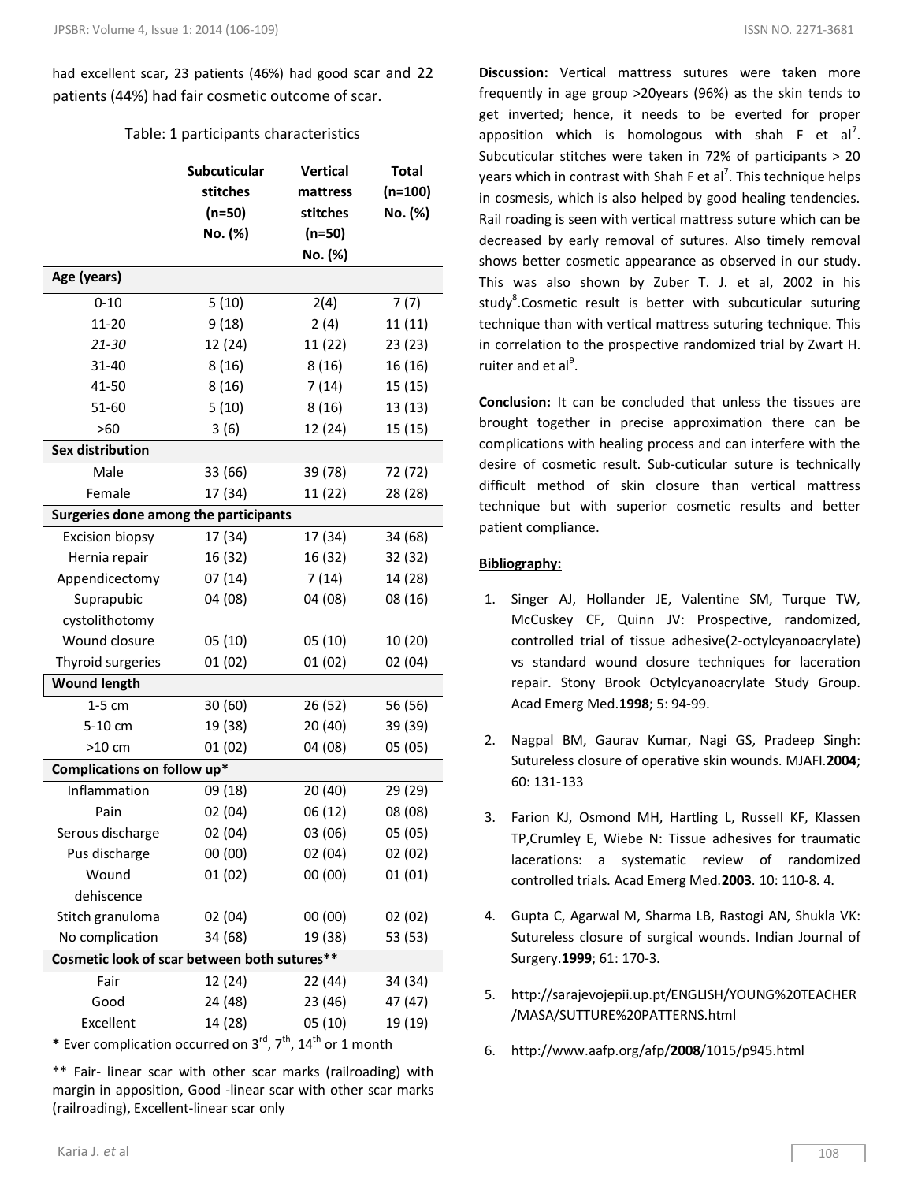had excellent scar, 23 patients (46%) had good scar and 22 patients (44%) had fair cosmetic outcome of scar.

Table: 1 participants characteristics

| | Subcuticular stitches (n=50) No. (%) | Vertical mattress stitches (n=50) No. (%) | Total (n=100) No. (%) |
|---|---|---|---|
| **Age (years)** | | | |
| 0-10 | 5 (10) | 2(4) | 7 (7) |
| 11-20 | 9 (18) | 2 (4) | 11 (11) |
| *21-30* | 12 (24) | 11 (22) | 23 (23) |
| 31-40 | 8 (16) | 8 (16) | 16 (16) |
| 41-50 | 8 (16) | 7 (14) | 15 (15) |
| 51-60 | 5 (10) | 8 (16) | 13 (13) |
| >60 | 3 (6) | 12 (24) | 15 (15) |
| **Sex distribution** | | | |
| Male | 33 (66) | 39 (78) | 72 (72) |
| Female | 17 (34) | 11 (22) | 28 (28) |
| **Surgeries done among the participants** | | | |
| Excision biopsy | 17 (34) | 17 (34) | 34 (68) |
| Hernia repair | 16 (32) | 16 (32) | 32 (32) |
| Appendicectomy | 07 (14) | 7 (14) | 14 (28) |
| Suprapubic cystolithotomy | 04 (08) | 04 (08) | 08 (16) |
| Wound closure | 05 (10) | 05 (10) | 10 (20) |
| Thyroid surgeries | 01 (02) | 01 (02) | 02 (04) |
| **Wound length** | | | |
| 1-5 cm | 30 (60) | 26 (52) | 56 (56) |
| 5-10 cm | 19 (38) | 20 (40) | 39 (39) |
| >10 cm | 01 (02) | 04 (08) | 05 (05) |
| **Complications on follow up*** | | | |
| Inflammation | 09 (18) | 20 (40) | 29 (29) |
| Pain | 02 (04) | 06 (12) | 08 (08) |
| Serous discharge | 02 (04) | 03 (06) | 05 (05) |
| Pus discharge | 00 (00) | 02 (04) | 02 (02) |
| Wound dehiscence | 01 (02) | 00 (00) | 01 (01) |
| Stitch granuloma | 02 (04) | 00 (00) | 02 (02) |
| No complication | 34 (68) | 19 (38) | 53 (53) |
| **Cosmetic look of scar between both sutures**** | | | |
| Fair | 12 (24) | 22 (44) | 34 (34) |
| Good | 24 (48) | 23 (46) | 47 (47) |
| Excellent | 14 (28) | 05 (10) | 19 (19) |

**\*** Ever complication occurred on 3rd, 7th, 14th or 1 month

** Fair- linear scar with other scar marks (railroading) with margin in apposition, Good -linear scar with other scar marks (railroading), Excellent-linear scar only

**Discussion:** Vertical mattress sutures were taken more frequently in age group >20years (96%) as the skin tends to get inverted; hence, it needs to be everted for proper apposition which is homologous with shah F et al[7]. Subcuticular stitches were taken in 72% of participants > 20 years which in contrast with Shah F et al[7]. This technique helps in cosmesis, which is also helped by good healing tendencies. Rail roading is seen with vertical mattress suture which can be decreased by early removal of sutures. Also timely removal shows better cosmetic appearance as observed in our study. This was also shown by Zuber T. J. et al, 2002 in his study[8].Cosmetic result is better with subcuticular suturing technique than with vertical mattress suturing technique. This in correlation to the prospective randomized trial by Zwart H. ruiter and et al[9].

**Conclusion:** It can be concluded that unless the tissues are brought together in precise approximation there can be complications with healing process and can interfere with the desire of cosmetic result. Sub-cuticular suture is technically difficult method of skin closure than vertical mattress technique but with superior cosmetic results and better patient compliance.

**Bibliography:**

1. Singer AJ, Hollander JE, Valentine SM, Turque TW, McCuskey CF, Quinn JV: Prospective, randomized, controlled trial of tissue adhesive(2-octylcyanoacrylate) vs standard wound closure techniques for laceration repair. Stony Brook Octylcyanoacrylate Study Group. Acad Emerg Med.**1998**; 5: 94-99.

2. Nagpal BM, Gaurav Kumar, Nagi GS, Pradeep Singh: Sutureless closure of operative skin wounds. MJAFI.**2004**; 60: 131-133

3. Farion KJ, Osmond MH, Hartling L, Russell KF, Klassen TP,Crumley E, Wiebe N: Tissue adhesives for traumatic lacerations: a systematic review of randomized controlled trials. Acad Emerg Med.**2003**. 10: 110-8. 4.

4. Gupta C, Agarwal M, Sharma LB, Rastogi AN, Shukla VK: Sutureless closure of surgical wounds. Indian Journal of Surgery.**1999**; 61: 170-3.

5. http://sarajevojepii.up.pt/ENGLISH/YOUNG%20TEACHER/MASA/SUTTURE%20PATTERNS.html

6. http://www.aafp.org/afp/**2008**/1015/p945.html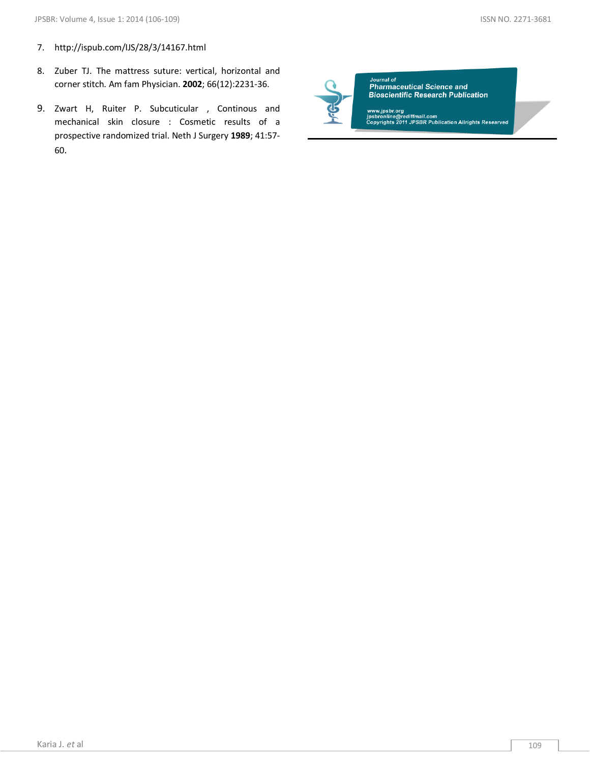7. http://ispub.com/IJS/28/3/14167.html
8. Zuber TJ. The mattress suture: vertical, horizontal and corner stitch. Am fam Physician. **2002**; 66(12):2231-36.
9. Zwart H, Ruiter P. Subcuticular , Continous and mechanical skin closure : Cosmetic results of a prospective randomized trial. Neth J Surgery **1989**; 41:57-60.

Journal of
Pharmaceutical Science and
Bioscientific Research Publication

www.jpsbr.org
jpsbronline@rediffmail.com
Copyrights 2011 JPSBR Publication Allrights Researved